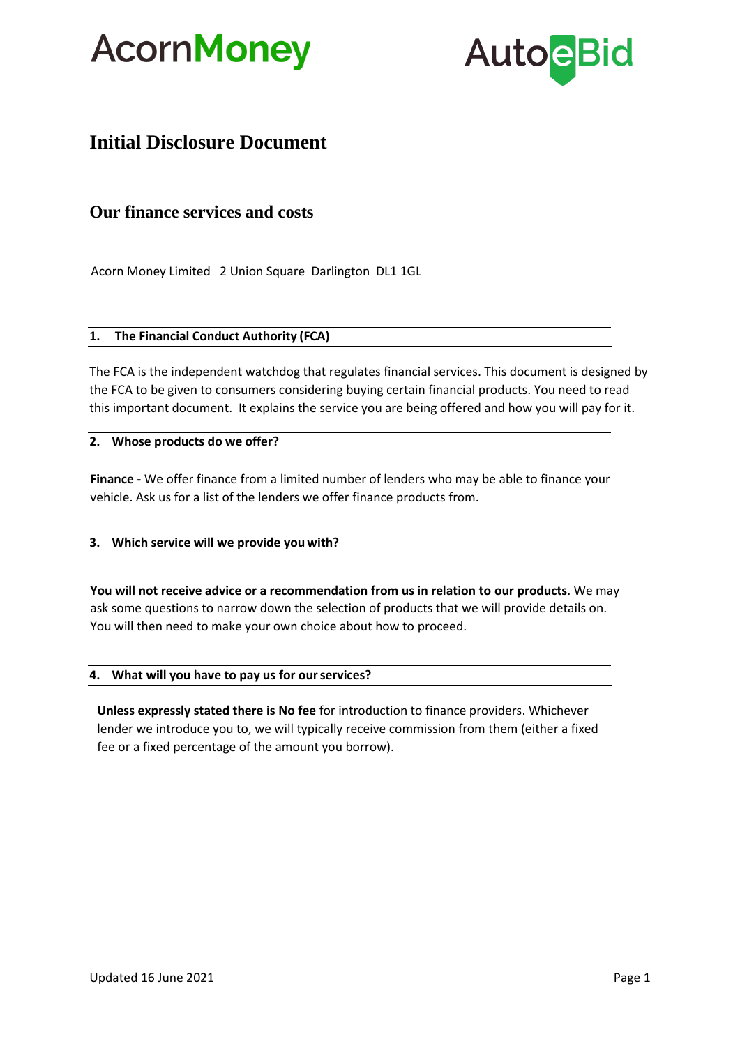AcornMoney AutoeBid

# Initial Disclosure Document

## Our finance services and costs

Acorn Money Limited 2 Union Square Darlington DL1 1GL

### 1. The Financial Conduct Authority (FCA)

The FCA is the independent watchdog that regulates financial services. This document is designed by the FCA to be given to consumers considering buying certain financial products. You need to read this important document. It explains the service you are being offered and how you will pay for it.

### 2. Whose products do we offer?

**Finance -** We offer finance from a limited number of lenders who may be able to finance your vehicle. Ask us for a list of the lenders we offer finance products from.

### 3. Which service will we provide you with?

**You will not receive advice or a recommendation from us in relation to our products**. We may ask some questions to narrow down the selection of products that we will provide details on. You will then need to make your own choice about how to proceed.

### 4. What will you have to pay us for our services?

**Unless expressly stated there is No fee** for introduction to finance providers. Whichever lender we introduce you to, we will typically receive commission from them (either a fixed fee or a fixed percentage of the amount you borrow).

Updated 16 June 2021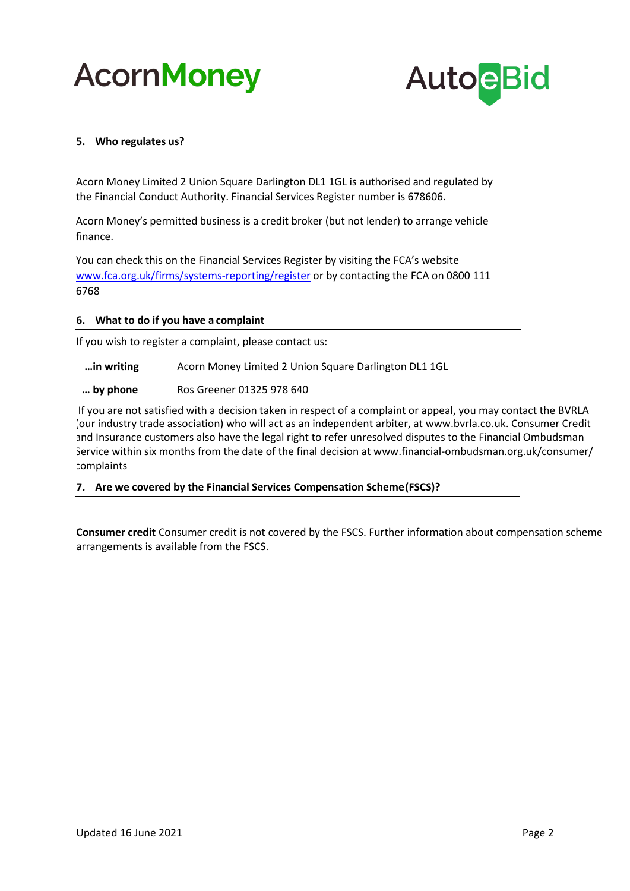AcornMoney

AutoeBid

## 5. Who regulates us?

Acorn Money Limited 2 Union Square Darlington DL1 1GL is authorised and regulated by the Financial Conduct Authority. Financial Services Register number is 678606.

Acorn Money's permitted business is a credit broker (but not lender) to arrange vehicle finance.

You can check this on the Financial Services Register by visiting the FCA's website www.fca.org.uk/firms/systems-reporting/register or by contacting the FCA on 0800 111 6768

## 6. What to do if you have a complaint

If you wish to register a complaint, please contact us:

| | |
|---|---|
| **…in writing** | Acorn Money Limited 2 Union Square Darlington DL1 1GL |
| **… by phone** | Ros Greener 01325 978 640 |

If you are not satisfied with a decision taken in respect of a complaint or appeal, you may contact the BVRLA (our industry trade association) who will act as an independent arbiter, at www.bvrla.co.uk. Consumer Credit and Insurance customers also have the legal right to refer unresolved disputes to the Financial Ombudsman Service within six months from the date of the final decision at www.financial-ombudsman.org.uk/consumer/complaints

## 7. Are we covered by the Financial Services Compensation Scheme (FSCS)?

**Consumer credit** Consumer credit is not covered by the FSCS. Further information about compensation scheme arrangements is available from the FSCS.

Updated 16 June 2021